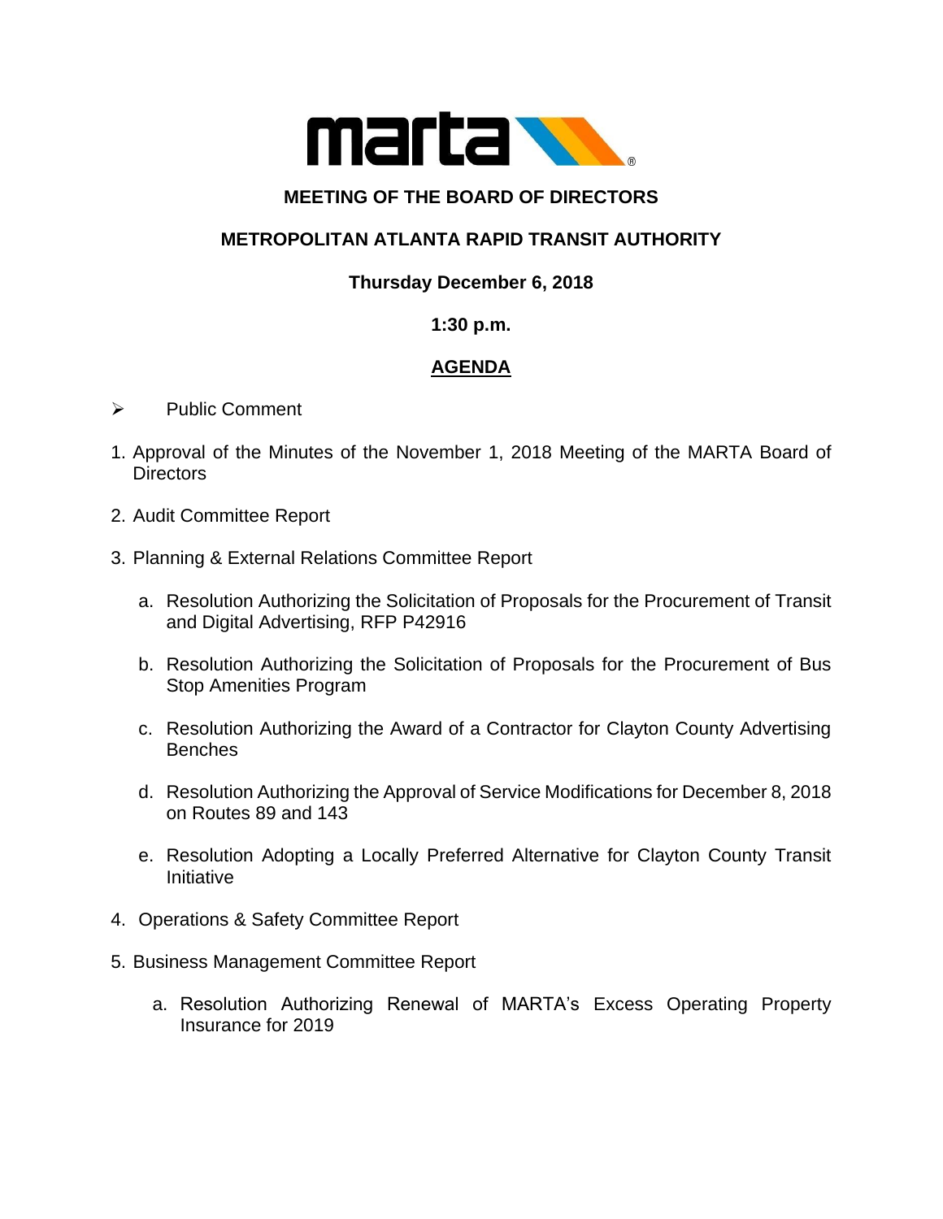# MEETING OF THE BOARD OF DIRECTORS

## METROPOLITAN ATLANTA RAPID TRANSIT AUTHORITY

**Thursday December 6, 2018**

**1:30 p.m.**

## AGENDA

- Public Comment

1. Approval of the Minutes of the November 1, 2018 Meeting of the MARTA Board of Directors

2. Audit Committee Report

3. Planning & External Relations Committee Report

   a. Resolution Authorizing the Solicitation of Proposals for the Procurement of Transit and Digital Advertising, RFP P42916

   b. Resolution Authorizing the Solicitation of Proposals for the Procurement of Bus Stop Amenities Program

   c. Resolution Authorizing the Award of a Contractor for Clayton County Advertising Benches

   d. Resolution Authorizing the Approval of Service Modifications for December 8, 2018 on Routes 89 and 143

   e. Resolution Adopting a Locally Preferred Alternative for Clayton County Transit Initiative

4. Operations & Safety Committee Report

5. Business Management Committee Report

   a. Resolution Authorizing Renewal of MARTA's Excess Operating Property Insurance for 2019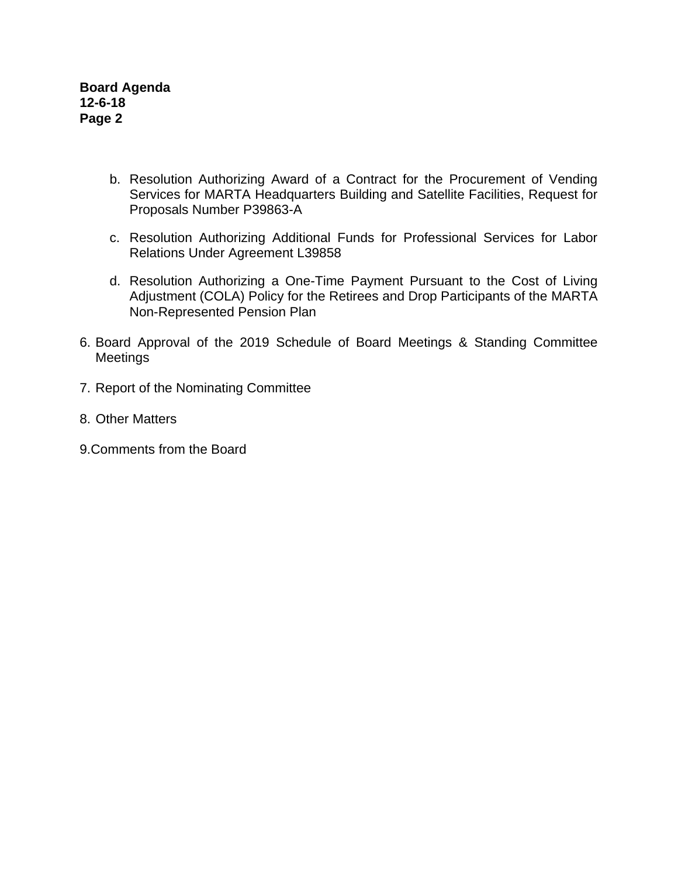b. Resolution Authorizing Award of a Contract for the Procurement of Vending Services for MARTA Headquarters Building and Satellite Facilities, Request for Proposals Number P39863-A

c. Resolution Authorizing Additional Funds for Professional Services for Labor Relations Under Agreement L39858

d. Resolution Authorizing a One-Time Payment Pursuant to the Cost of Living Adjustment (COLA) Policy for the Retirees and Drop Participants of the MARTA Non-Represented Pension Plan

6. Board Approval of the 2019 Schedule of Board Meetings & Standing Committee Meetings

7. Report of the Nominating Committee

8. Other Matters

9. Comments from the Board